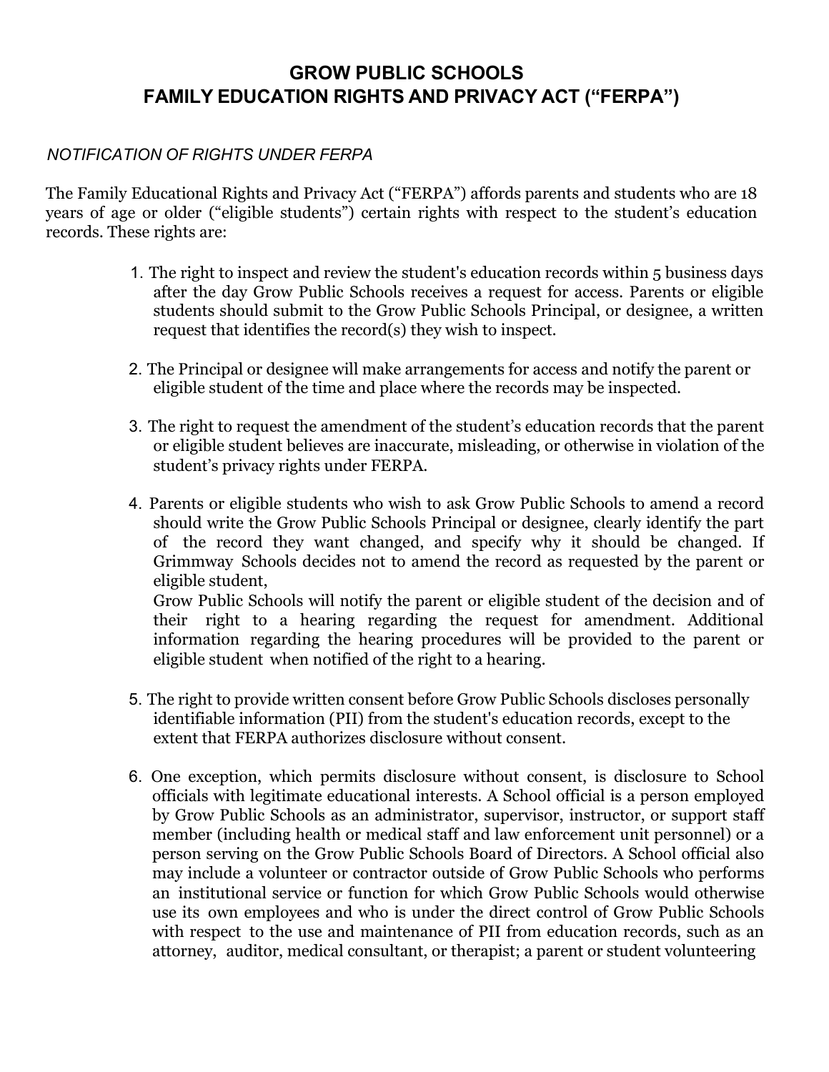# GROW PUBLIC SCHOOLS
# FAMILY EDUCATION RIGHTS AND PRIVACY ACT ("FERPA")

*NOTIFICATION OF RIGHTS UNDER FERPA*

The Family Educational Rights and Privacy Act ("FERPA") affords parents and students who are 18 years of age or older ("eligible students") certain rights with respect to the student's education records. These rights are:

1. The right to inspect and review the student's education records within 5 business days after the day Grow Public Schools receives a request for access. Parents or eligible students should submit to the Grow Public Schools Principal, or designee, a written request that identifies the record(s) they wish to inspect.

2. The Principal or designee will make arrangements for access and notify the parent or eligible student of the time and place where the records may be inspected.

3. The right to request the amendment of the student's education records that the parent or eligible student believes are inaccurate, misleading, or otherwise in violation of the student's privacy rights under FERPA.

4. Parents or eligible students who wish to ask Grow Public Schools to amend a record should write the Grow Public Schools Principal or designee, clearly identify the part of the record they want changed, and specify why it should be changed. If Grimmway Schools decides not to amend the record as requested by the parent or eligible student,
   Grow Public Schools will notify the parent or eligible student of the decision and of their right to a hearing regarding the request for amendment. Additional information regarding the hearing procedures will be provided to the parent or eligible student when notified of the right to a hearing.

5. The right to provide written consent before Grow Public Schools discloses personally identifiable information (PII) from the student's education records, except to the extent that FERPA authorizes disclosure without consent.

6. One exception, which permits disclosure without consent, is disclosure to School officials with legitimate educational interests. A School official is a person employed by Grow Public Schools as an administrator, supervisor, instructor, or support staff member (including health or medical staff and law enforcement unit personnel) or a person serving on the Grow Public Schools Board of Directors. A School official also may include a volunteer or contractor outside of Grow Public Schools who performs an institutional service or function for which Grow Public Schools would otherwise use its own employees and who is under the direct control of Grow Public Schools with respect to the use and maintenance of PII from education records, such as an attorney, auditor, medical consultant, or therapist; a parent or student volunteering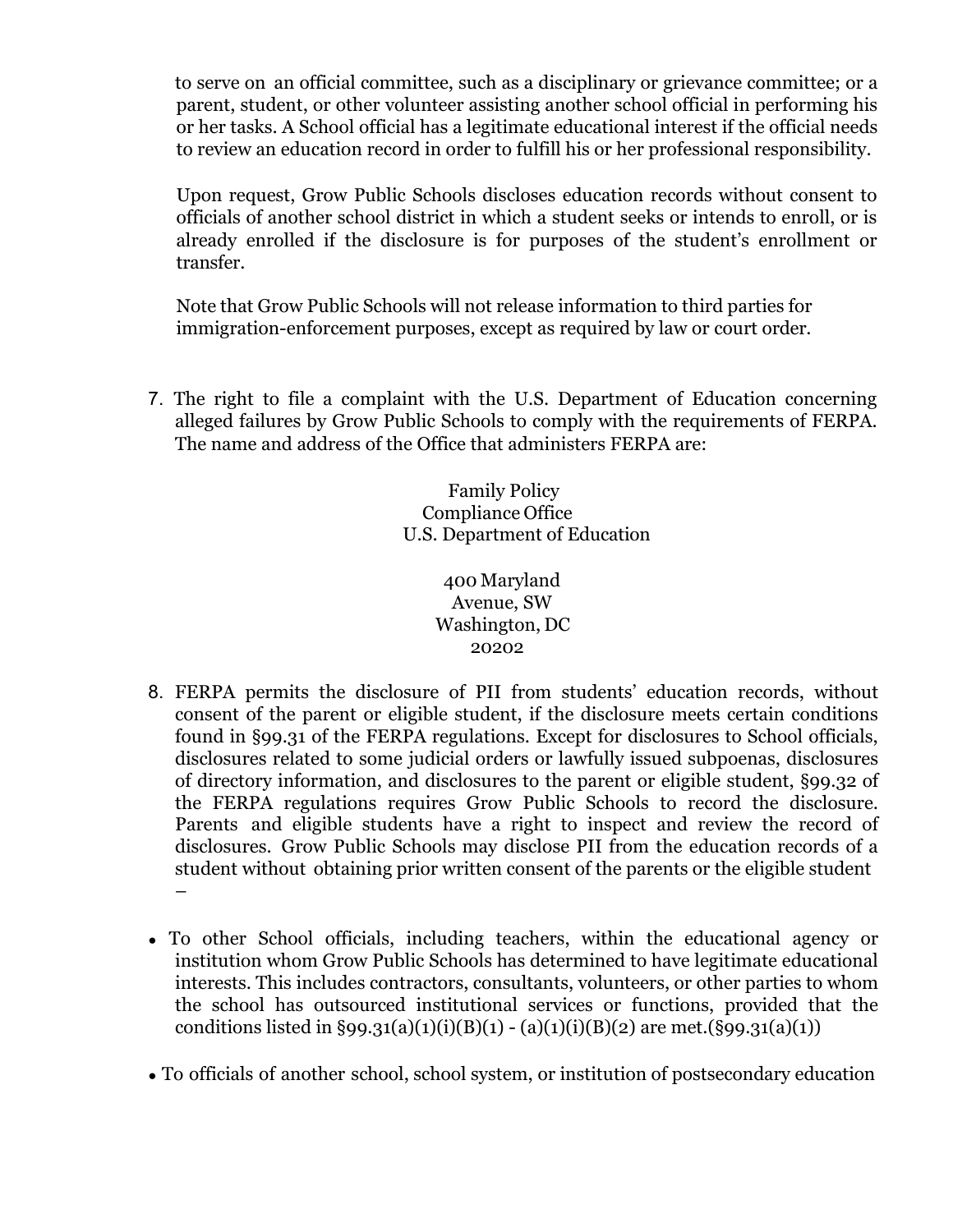to serve on an official committee, such as a disciplinary or grievance committee; or a parent, student, or other volunteer assisting another school official in performing his or her tasks. A School official has a legitimate educational interest if the official needs to review an education record in order to fulfill his or her professional responsibility.

Upon request, Grow Public Schools discloses education records without consent to officials of another school district in which a student seeks or intends to enroll, or is already enrolled if the disclosure is for purposes of the student's enrollment or transfer.

Note that Grow Public Schools will not release information to third parties for immigration-enforcement purposes, except as required by law or court order.

7. The right to file a complaint with the U.S. Department of Education concerning alleged failures by Grow Public Schools to comply with the requirements of FERPA. The name and address of the Office that administers FERPA are:

Family Policy
Compliance Office
U.S. Department of Education

400 Maryland
Avenue, SW
Washington, DC
20202

8. FERPA permits the disclosure of PII from students' education records, without consent of the parent or eligible student, if the disclosure meets certain conditions found in §99.31 of the FERPA regulations. Except for disclosures to School officials, disclosures related to some judicial orders or lawfully issued subpoenas, disclosures of directory information, and disclosures to the parent or eligible student, §99.32 of the FERPA regulations requires Grow Public Schools to record the disclosure. Parents and eligible students have a right to inspect and review the record of disclosures. Grow Public Schools may disclose PII from the education records of a student without obtaining prior written consent of the parents or the eligible student –

- To other School officials, including teachers, within the educational agency or institution whom Grow Public Schools has determined to have legitimate educational interests. This includes contractors, consultants, volunteers, or other parties to whom the school has outsourced institutional services or functions, provided that the conditions listed in §99.31(a)(1)(i)(B)(1) - (a)(1)(i)(B)(2) are met.(§99.31(a)(1))

- To officials of another school, school system, or institution of postsecondary education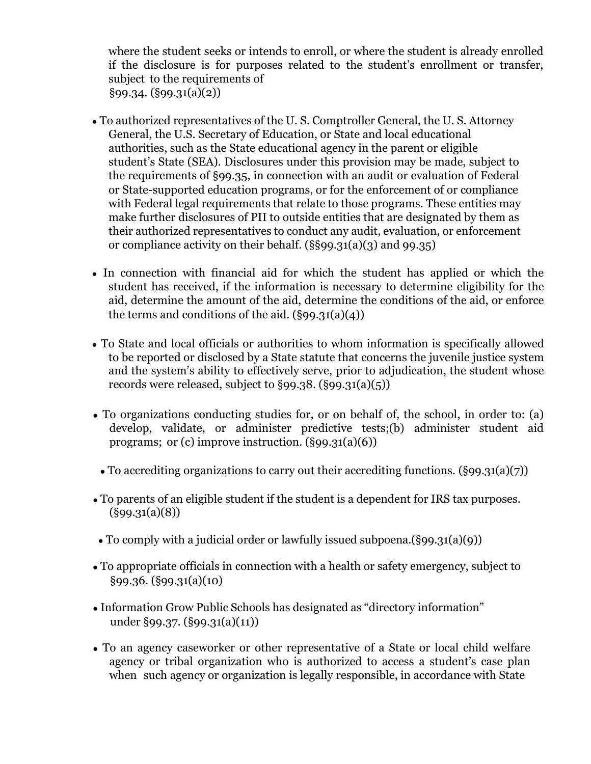where the student seeks or intends to enroll, or where the student is already enrolled if the disclosure is for purposes related to the student's enrollment or transfer, subject to the requirements of §99.34. (§99.31(a)(2))

- To authorized representatives of the U. S. Comptroller General, the U. S. Attorney General, the U.S. Secretary of Education, or State and local educational authorities, such as the State educational agency in the parent or eligible student's State (SEA). Disclosures under this provision may be made, subject to the requirements of §99.35, in connection with an audit or evaluation of Federal or State-supported education programs, or for the enforcement of or compliance with Federal legal requirements that relate to those programs. These entities may make further disclosures of PII to outside entities that are designated by them as their authorized representatives to conduct any audit, evaluation, or enforcement or compliance activity on their behalf. (§§99.31(a)(3) and 99.35)

- In connection with financial aid for which the student has applied or which the student has received, if the information is necessary to determine eligibility for the aid, determine the amount of the aid, determine the conditions of the aid, or enforce the terms and conditions of the aid. (§99.31(a)(4))

- To State and local officials or authorities to whom information is specifically allowed to be reported or disclosed by a State statute that concerns the juvenile justice system and the system's ability to effectively serve, prior to adjudication, the student whose records were released, subject to §99.38. (§99.31(a)(5))

- To organizations conducting studies for, or on behalf of, the school, in order to: (a) develop, validate, or administer predictive tests;(b) administer student aid programs; or (c) improve instruction. (§99.31(a)(6))

- To accrediting organizations to carry out their accrediting functions. (§99.31(a)(7))

- To parents of an eligible student if the student is a dependent for IRS tax purposes. (§99.31(a)(8))

- To comply with a judicial order or lawfully issued subpoena.(§99.31(a)(9))

- To appropriate officials in connection with a health or safety emergency, subject to §99.36. (§99.31(a)(10)

- Information Grow Public Schools has designated as "directory information" under §99.37. (§99.31(a)(11))

- To an agency caseworker or other representative of a State or local child welfare agency or tribal organization who is authorized to access a student's case plan when such agency or organization is legally responsible, in accordance with State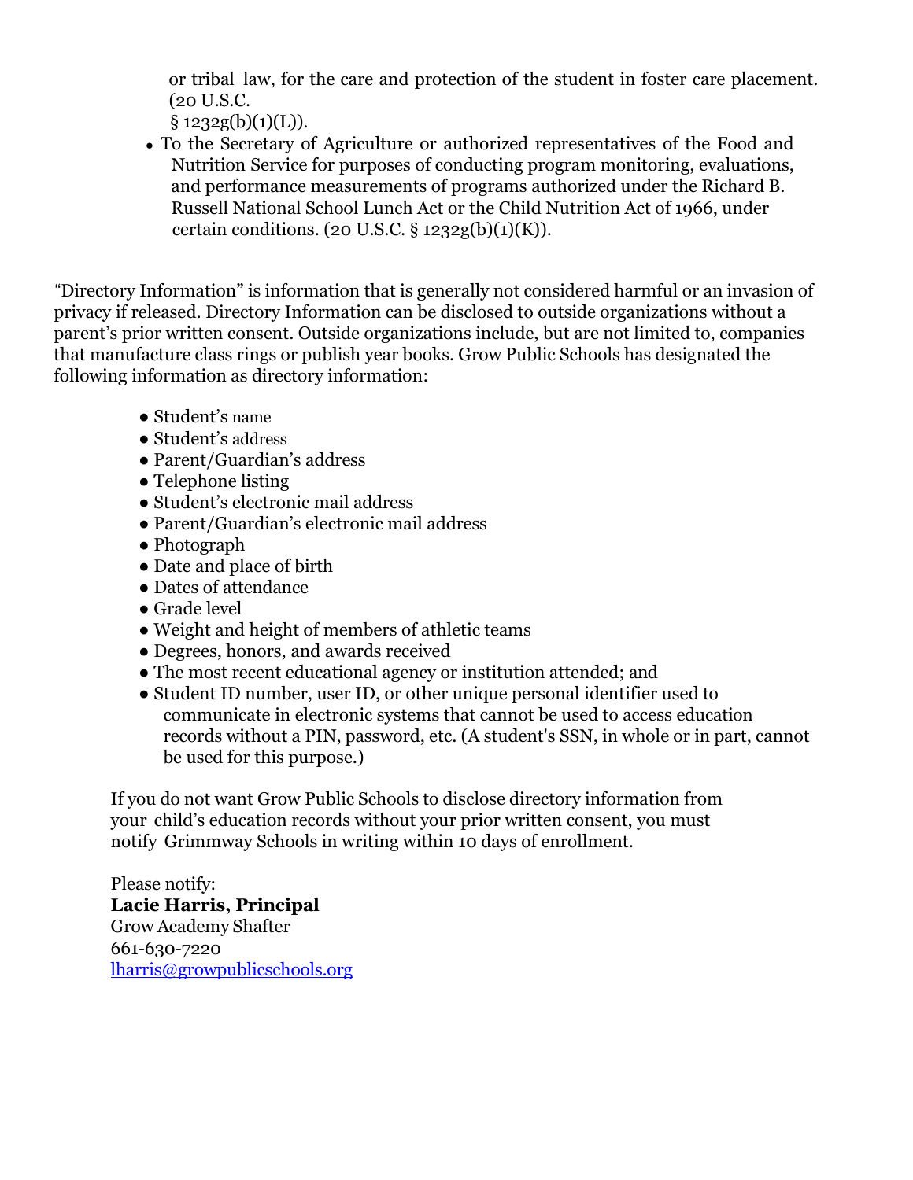or tribal law, for the care and protection of the student in foster care placement. (20 U.S.C. § 1232g(b)(1)(L)).

- To the Secretary of Agriculture or authorized representatives of the Food and Nutrition Service for purposes of conducting program monitoring, evaluations, and performance measurements of programs authorized under the Richard B. Russell National School Lunch Act or the Child Nutrition Act of 1966, under certain conditions. (20 U.S.C. § 1232g(b)(1)(K)).

"Directory Information" is information that is generally not considered harmful or an invasion of privacy if released. Directory Information can be disclosed to outside organizations without a parent's prior written consent. Outside organizations include, but are not limited to, companies that manufacture class rings or publish year books. Grow Public Schools has designated the following information as directory information:

- Student's name
- Student's address
- Parent/Guardian's address
- Telephone listing
- Student's electronic mail address
- Parent/Guardian's electronic mail address
- Photograph
- Date and place of birth
- Dates of attendance
- Grade level
- Weight and height of members of athletic teams
- Degrees, honors, and awards received
- The most recent educational agency or institution attended; and
- Student ID number, user ID, or other unique personal identifier used to communicate in electronic systems that cannot be used to access education records without a PIN, password, etc. (A student's SSN, in whole or in part, cannot be used for this purpose.)

If you do not want Grow Public Schools to disclose directory information from your child's education records without your prior written consent, you must notify Grimmway Schools in writing within 10 days of enrollment.

Please notify:
**Lacie Harris, Principal**
Grow Academy Shafter
661-630-7220
lharris@growpublicschools.org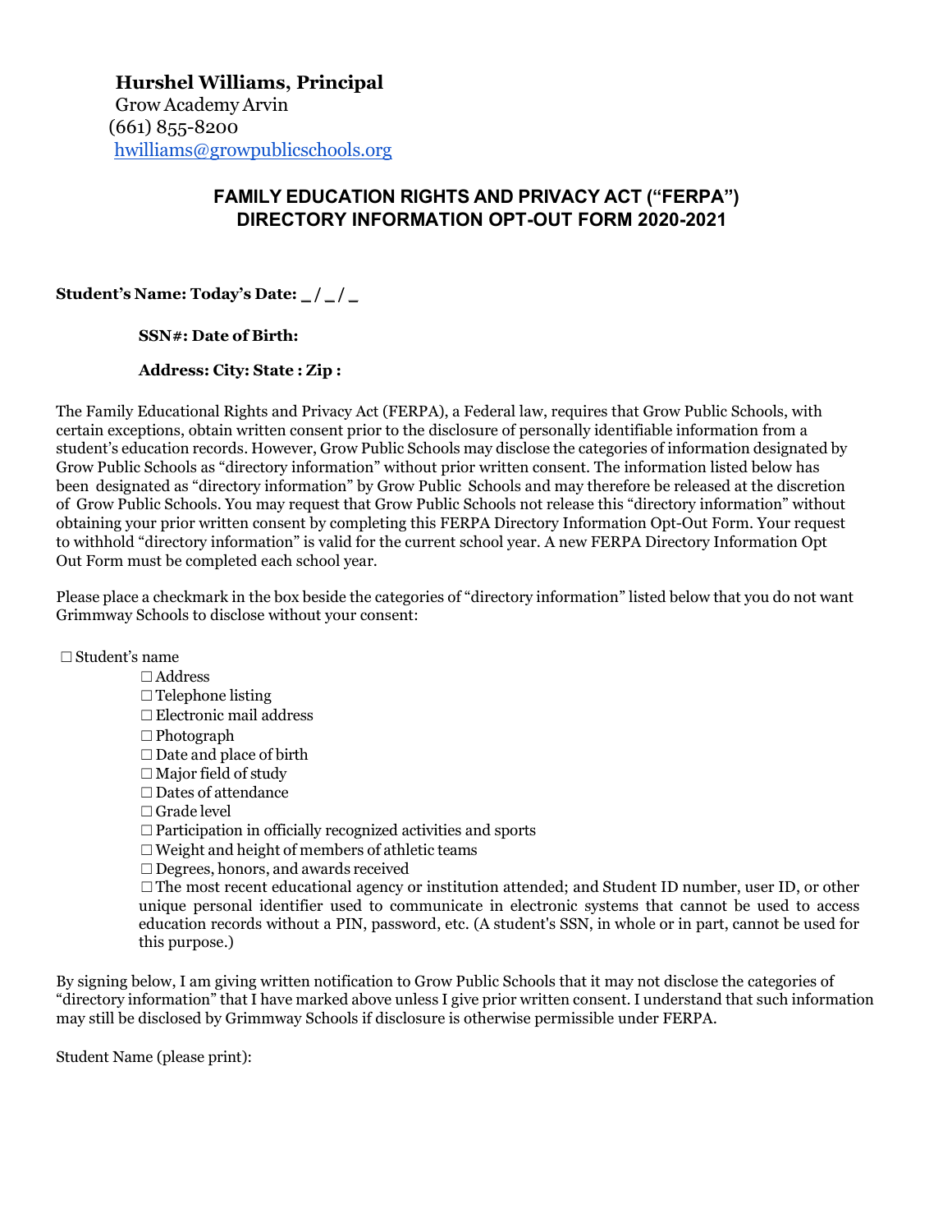**Hurshel Williams, Principal**
Grow Academy Arvin
(661) 855-8200
[hwilliams@growpublicschools.org](mailto:hwilliams@growpublicschools.org)

## FAMILY EDUCATION RIGHTS AND PRIVACY ACT ("FERPA") DIRECTORY INFORMATION OPT-OUT FORM 2020-2021

**Student's Name: Today's Date: _ / _ / _**

**SSN#: Date of Birth:**

**Address: City: State : Zip :**

The Family Educational Rights and Privacy Act (FERPA), a Federal law, requires that Grow Public Schools, with certain exceptions, obtain written consent prior to the disclosure of personally identifiable information from a student's education records. However, Grow Public Schools may disclose the categories of information designated by Grow Public Schools as "directory information" without prior written consent. The information listed below has been designated as "directory information" by Grow Public Schools and may therefore be released at the discretion of Grow Public Schools. You may request that Grow Public Schools not release this "directory information" without obtaining your prior written consent by completing this FERPA Directory Information Opt-Out Form. Your request to withhold "directory information" is valid for the current school year. A new FERPA Directory Information Opt Out Form must be completed each school year.

Please place a checkmark in the box beside the categories of "directory information" listed below that you do not want Grimmway Schools to disclose without your consent:

- ☐ Student's name
- ☐ Address
- ☐ Telephone listing
- ☐ Electronic mail address
- ☐ Photograph
- ☐ Date and place of birth
- ☐ Major field of study
- ☐ Dates of attendance
- ☐ Grade level
- ☐ Participation in officially recognized activities and sports
- ☐ Weight and height of members of athletic teams
- ☐ Degrees, honors, and awards received
- ☐ The most recent educational agency or institution attended; and Student ID number, user ID, or other unique personal identifier used to communicate in electronic systems that cannot be used to access education records without a PIN, password, etc. (A student's SSN, in whole or in part, cannot be used for this purpose.)

By signing below, I am giving written notification to Grow Public Schools that it may not disclose the categories of "directory information" that I have marked above unless I give prior written consent. I understand that such information may still be disclosed by Grimmway Schools if disclosure is otherwise permissible under FERPA.

Student Name (please print):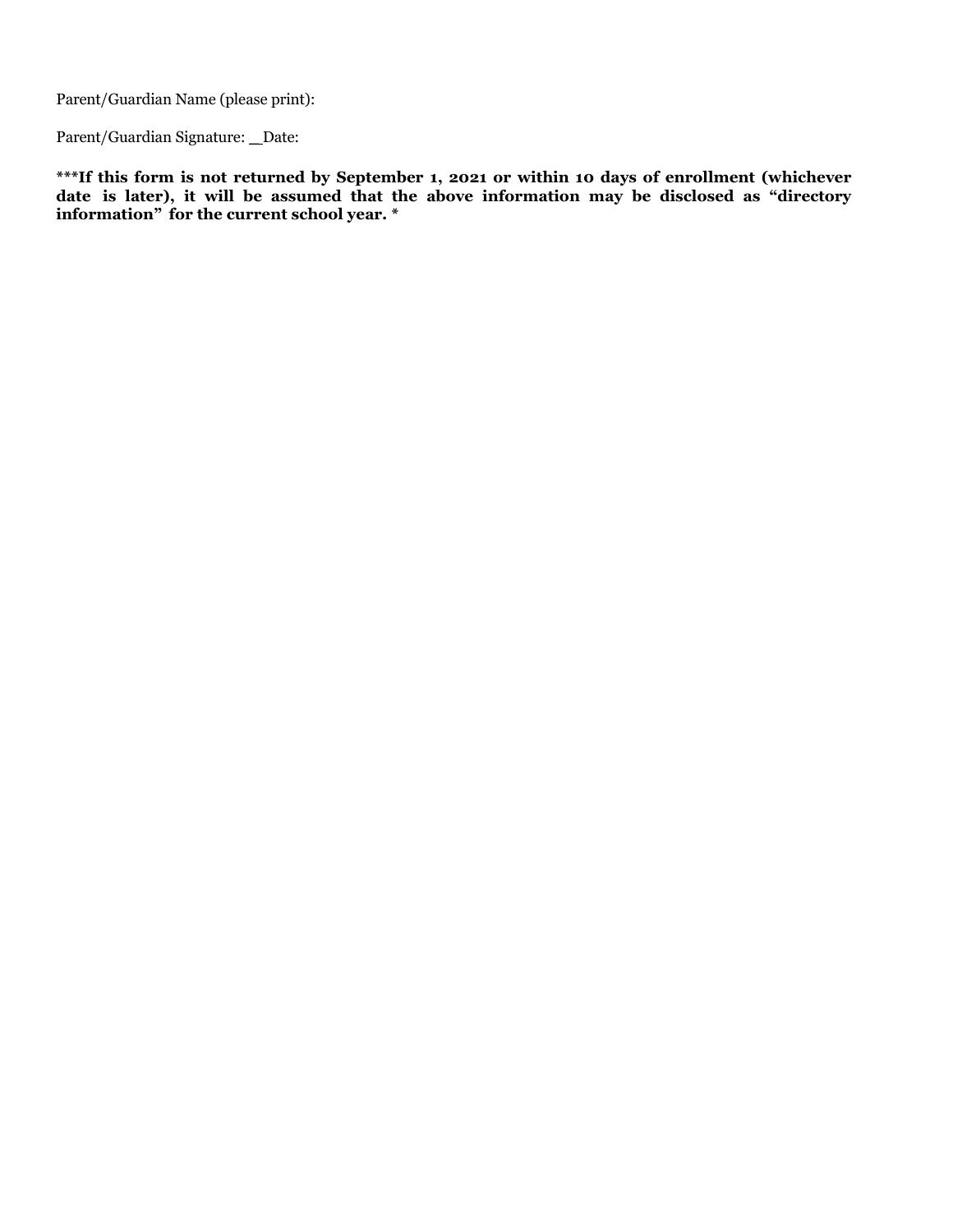Parent/Guardian Name (please print):

Parent/Guardian Signature: __Date:

**\*\*\*If this form is not returned by September 1, 2021 or within 10 days of enrollment (whichever date is later), it will be assumed that the above information may be disclosed as "directory information" for the current school year. \***